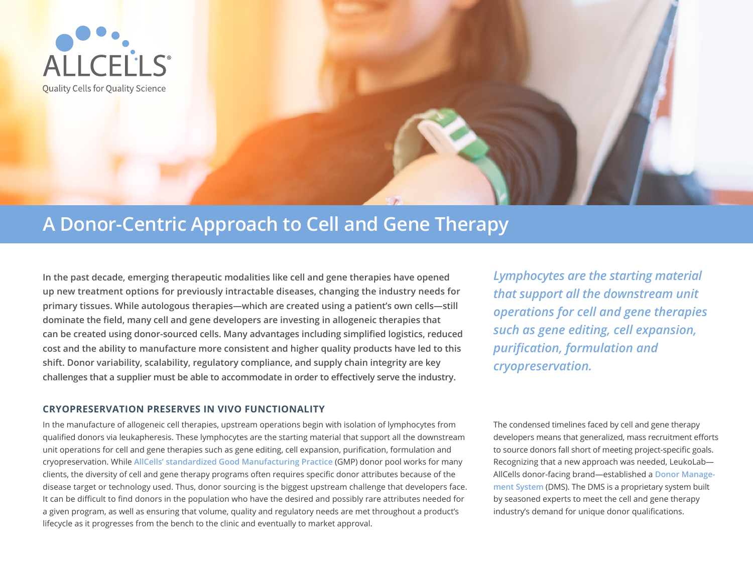ALLCELLS®

Quality Cells for Quality Science

# A Donor-Centric Approach to Cell and Gene Therapy

**In the past decade, emerging therapeutic modalities like cell and gene therapies have opened up new treatment options for previously intractable diseases, changing the industry needs for primary tissues. While autologous therapies—which are created using a patient's own cells—still dominate the field, many cell and gene developers are investing in allogeneic therapies that can be created using donor-sourced cells. Many advantages including simplified logistics, reduced cost and the ability to manufacture more consistent and higher quality products have led to this shift. Donor variability, scalability, regulatory compliance, and supply chain integrity are key challenges that a supplier must be able to accommodate in order to effectively serve the industry.**

*Lymphocytes are the starting material that support all the downstream unit operations for cell and gene therapies such as gene editing, cell expansion, purification, formulation and cryopreservation.*

## CRYOPRESERVATION PRESERVES IN VIVO FUNCTIONALITY

In the manufacture of allogeneic cell therapies, upstream operations begin with isolation of lymphocytes from qualified donors via leukapheresis. These lymphocytes are the starting material that support all the downstream unit operations for cell and gene therapies such as gene editing, cell expansion, purification, formulation and cryopreservation. While AllCells' standardized Good Manufacturing Practice (GMP) donor pool works for many clients, the diversity of cell and gene therapy programs often requires specific donor attributes because of the disease target or technology used. Thus, donor sourcing is the biggest upstream challenge that developers face. It can be difficult to find donors in the population who have the desired and possibly rare attributes needed for a given program, as well as ensuring that volume, quality and regulatory needs are met throughout a product's lifecycle as it progresses from the bench to the clinic and eventually to market approval.

The condensed timelines faced by cell and gene therapy developers means that generalized, mass recruitment efforts to source donors fall short of meeting project-specific goals. Recognizing that a new approach was needed, LeukoLab—AllCells donor-facing brand—established a Donor Management System (DMS). The DMS is a proprietary system built by seasoned experts to meet the cell and gene therapy industry's demand for unique donor qualifications.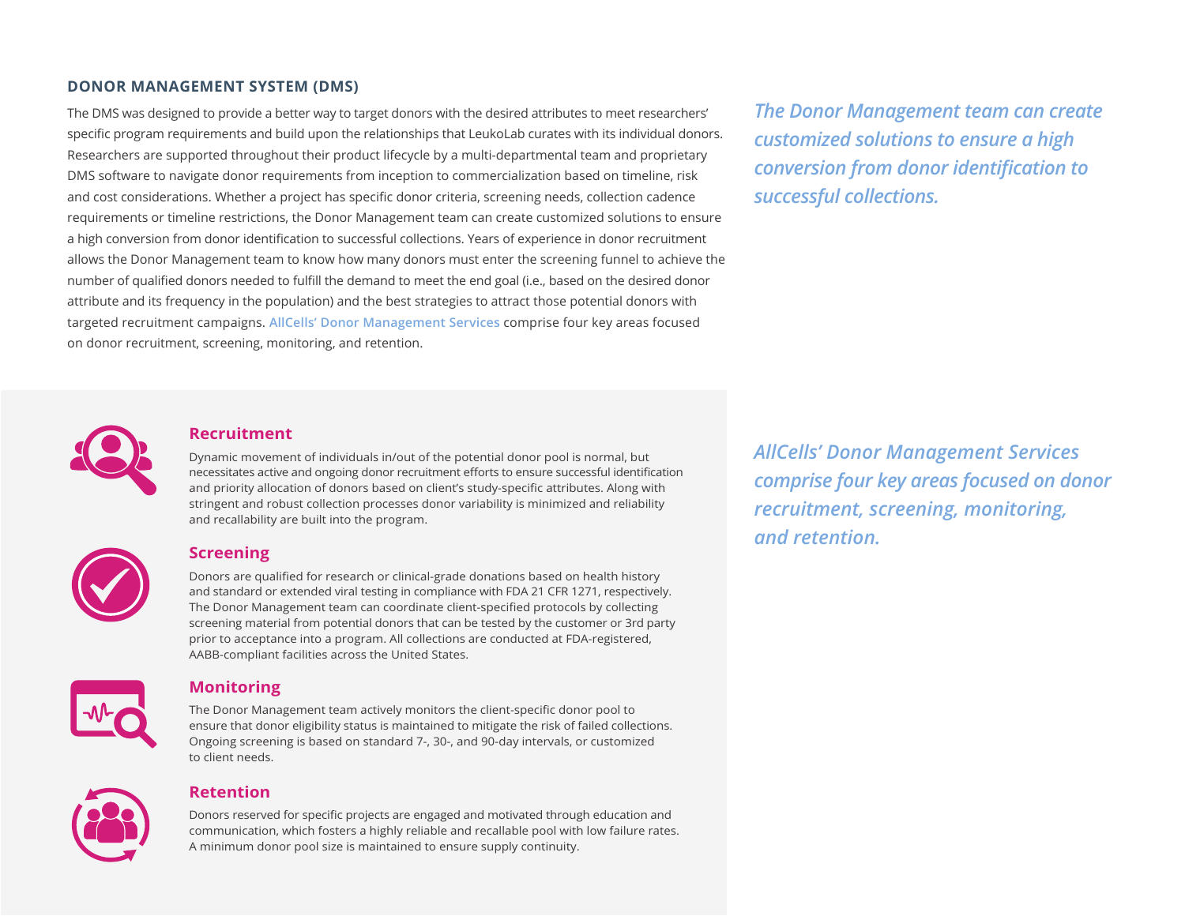## DONOR MANAGEMENT SYSTEM (DMS)

The DMS was designed to provide a better way to target donors with the desired attributes to meet researchers' specific program requirements and build upon the relationships that LeukoLab curates with its individual donors. Researchers are supported throughout their product lifecycle by a multi-departmental team and proprietary DMS software to navigate donor requirements from inception to commercialization based on timeline, risk and cost considerations. Whether a project has specific donor criteria, screening needs, collection cadence requirements or timeline restrictions, the Donor Management team can create customized solutions to ensure a high conversion from donor identification to successful collections. Years of experience in donor recruitment allows the Donor Management team to know how many donors must enter the screening funnel to achieve the number of qualified donors needed to fulfill the demand to meet the end goal (i.e., based on the desired donor attribute and its frequency in the population) and the best strategies to attract those potential donors with targeted recruitment campaigns. **AllCells' Donor Management Services** comprise four key areas focused on donor recruitment, screening, monitoring, and retention.

*The Donor Management team can create customized solutions to ensure a high conversion from donor identification to successful collections.*

### Recruitment

Dynamic movement of individuals in/out of the potential donor pool is normal, but necessitates active and ongoing donor recruitment efforts to ensure successful identification and priority allocation of donors based on client's study-specific attributes. Along with stringent and robust collection processes donor variability is minimized and reliability and recallability are built into the program.

### Screening

Donors are qualified for research or clinical-grade donations based on health history and standard or extended viral testing in compliance with FDA 21 CFR 1271, respectively. The Donor Management team can coordinate client-specified protocols by collecting screening material from potential donors that can be tested by the customer or 3rd party prior to acceptance into a program. All collections are conducted at FDA-registered, AABB-compliant facilities across the United States.

### Monitoring

The Donor Management team actively monitors the client-specific donor pool to ensure that donor eligibility status is maintained to mitigate the risk of failed collections. Ongoing screening is based on standard 7-, 30-, and 90-day intervals, or customized to client needs.

### Retention

Donors reserved for specific projects are engaged and motivated through education and communication, which fosters a highly reliable and recallable pool with low failure rates. A minimum donor pool size is maintained to ensure supply continuity.

*AllCells' Donor Management Services comprise four key areas focused on donor recruitment, screening, monitoring, and retention.*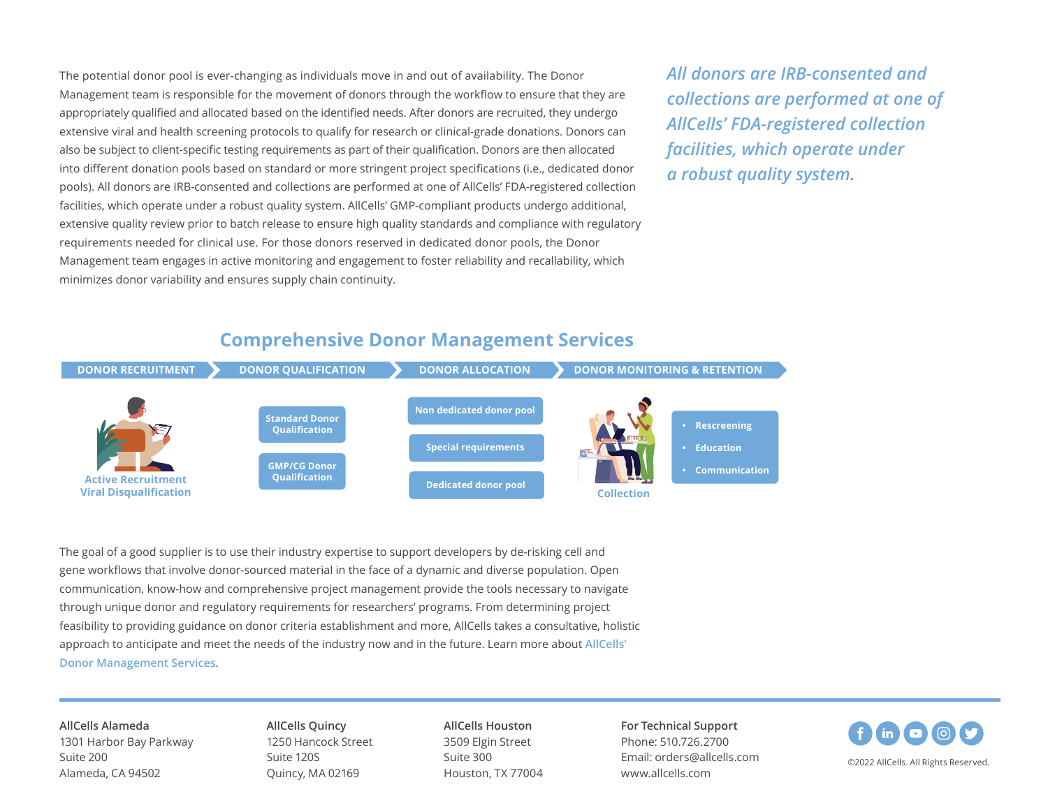The potential donor pool is ever-changing as individuals move in and out of availability. The Donor Management team is responsible for the movement of donors through the workflow to ensure that they are appropriately qualified and allocated based on the identified needs. After donors are recruited, they undergo extensive viral and health screening protocols to qualify for research or clinical-grade donations. Donors can also be subject to client-specific testing requirements as part of their qualification. Donors are then allocated into different donation pools based on standard or more stringent project specifications (i.e., dedicated donor pools). All donors are IRB-consented and collections are performed at one of AllCells' FDA-registered collection facilities, which operate under a robust quality system. AllCells' GMP-compliant products undergo additional, extensive quality review prior to batch release to ensure high quality standards and compliance with regulatory requirements needed for clinical use. For those donors reserved in dedicated donor pools, the Donor Management team engages in active monitoring and engagement to foster reliability and recallability, which minimizes donor variability and ensures supply chain continuity.

*All donors are IRB-consented and collections are performed at one of AllCells' FDA-registered collection facilities, which operate under a robust quality system.*

## Comprehensive Donor Management Services

DONOR RECRUITMENT → DONOR QUALIFICATION → DONOR ALLOCATION → DONOR MONITORING & RETENTION

**Donor Recruitment**
Active Recruitment
Viral Disqualification

**Donor Qualification**
Standard Donor Qualification
GMP/CG Donor Qualification

**Donor Allocation**
Non dedicated donor pool
Special requirements
Dedicated donor pool

**Donor Monitoring & Retention**
Collection
- Rescreening
- Education
- Communication

The goal of a good supplier is to use their industry expertise to support developers by de-risking cell and gene workflows that involve donor-sourced material in the face of a dynamic and diverse population. Open communication, know-how and comprehensive project management provide the tools necessary to navigate through unique donor and regulatory requirements for researchers' programs. From determining project feasibility to providing guidance on donor criteria establishment and more, AllCells takes a consultative, holistic approach to anticipate and meet the needs of the industry now and in the future. Learn more about AllCells' Donor Management Services.

**AllCells Alameda**
1301 Harbor Bay Parkway
Suite 200
Alameda, CA 94502

**AllCells Quincy**
1250 Hancock Street
Suite 120S
Quincy, MA 02169

**AllCells Houston**
3509 Elgin Street
Suite 300
Houston, TX 77004

**For Technical Support**
Phone: 510.726.2700
Email: orders@allcells.com
www.allcells.com

©2022 AllCells. All Rights Reserved.